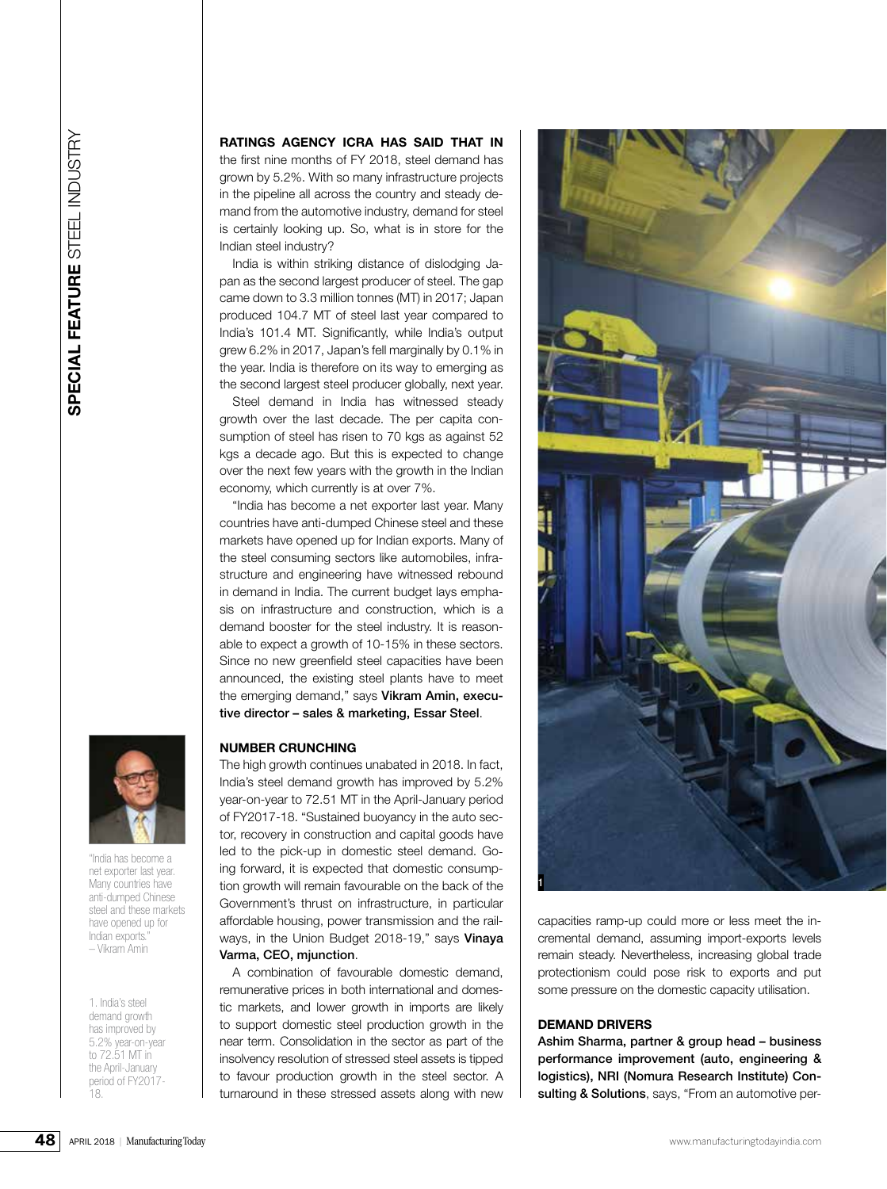**RATINGS AGENCY ICRA HAS SAID THAT IN** the first nine months of FY 2018, steel demand has grown by 5.2%. With so many infrastructure projects in the pipeline all across the country and steady demand from the automotive industry, demand for steel is certainly looking up. So, what is in store for the Indian steel industry?

India is within striking distance of dislodging Japan as the second largest producer of steel. The gap came down to 3.3 million tonnes (MT) in 2017; Japan produced 104.7 MT of steel last year compared to India's 101.4 MT. Significantly, while India's output grew 6.2% in 2017, Japan's fell marginally by 0.1% in the year. India is therefore on its way to emerging as the second largest steel producer globally, next year.

Steel demand in India has witnessed steady growth over the last decade. The per capita consumption of steel has risen to 70 kgs as against 52 kgs a decade ago. But this is expected to change over the next few years with the growth in the Indian economy, which currently is at over 7%.

"India has become a net exporter last year. Many countries have anti-dumped Chinese steel and these markets have opened up for Indian exports. Many of the steel consuming sectors like automobiles, infrastructure and engineering have witnessed rebound in demand in India. The current budget lays emphasis on infrastructure and construction, which is a demand booster for the steel industry. It is reasonable to expect a growth of 10-15% in these sectors. Since no new greenfield steel capacities have been announced, the existing steel plants have to meet the emerging demand," says **Vikram Amin, executive director – sales & marketing, Essar Steel**.

"India has become a net exporter last year. Many countries have anti-dumped Chinese steel and these markets have opened up for Indian exports." – Vikram Amin

## NUMBER CRUNCHING

The high growth continues unabated in 2018. In fact, India's steel demand growth has improved by 5.2% year-on-year to 72.51 MT in the April-January period of FY2017-18. "Sustained buoyancy in the auto sector, recovery in construction and capital goods have led to the pick-up in domestic steel demand. Going forward, it is expected that domestic consumption growth will remain favourable on the back of the Government's thrust on infrastructure, in particular affordable housing, power transmission and the railways, in the Union Budget 2018-19," says **Vinaya Varma, CEO, mjunction**.

A combination of favourable domestic demand, remunerative prices in both international and domestic markets, and lower growth in imports are likely to support domestic steel production growth in the near term. Consolidation in the sector as part of the insolvency resolution of stressed steel assets is tipped to favour production growth in the steel sector. A turnaround in these stressed assets along with new capacities ramp-up could more or less meet the incremental demand, assuming import-exports levels remain steady. Nevertheless, increasing global trade protectionism could pose risk to exports and put some pressure on the domestic capacity utilisation.

1. India's steel demand growth has improved by 5.2% year-on-year to 72.51 MT in the April-January period of FY2017-18.

## DEMAND DRIVERS

**Ashim Sharma, partner & group head – business performance improvement (auto, engineering & logistics), NRI (Nomura Research Institute) Consulting & Solutions**, says, "From an automotive per-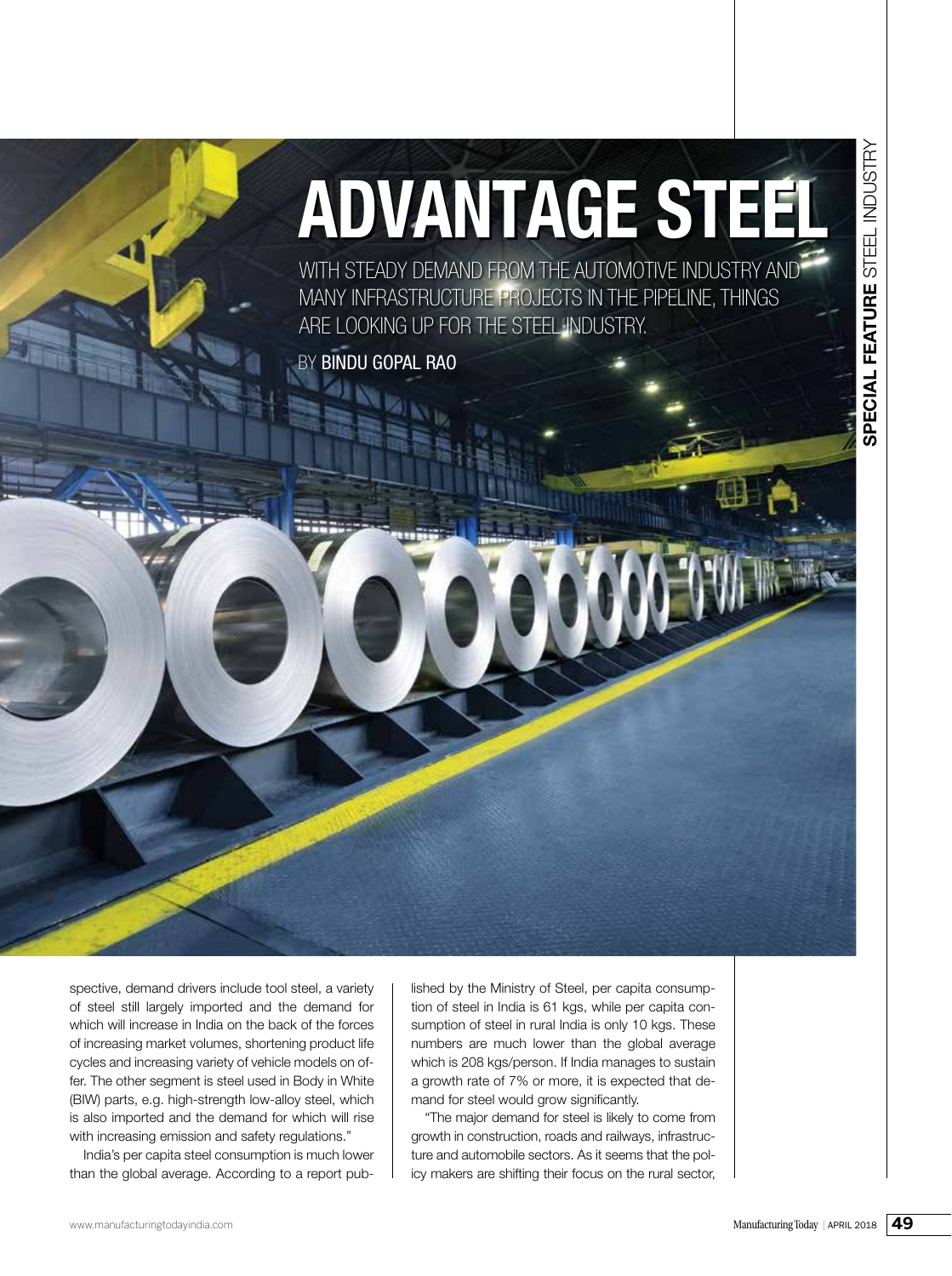# ADVANTAGE STEEL

WITH STEADY DEMAND FROM THE AUTOMOTIVE INDUSTRY AND MANY INFRASTRUCTURE PROJECTS IN THE PIPELINE, THINGS ARE LOOKING UP FOR THE STEEL INDUSTRY.

BY **BINDU GOPAL RAO**

spective, demand drivers include tool steel, a variety of steel still largely imported and the demand for which will increase in India on the back of the forces of increasing market volumes, shortening product life cycles and increasing variety of vehicle models on offer. The other segment is steel used in Body in White (BIW) parts, e.g. high-strength low-alloy steel, which is also imported and the demand for which will rise with increasing emission and safety regulations."

India's per capita steel consumption is much lower than the global average. According to a report published by the Ministry of Steel, per capita consumption of steel in India is 61 kgs, while per capita consumption of steel in rural India is only 10 kgs. These numbers are much lower than the global average which is 208 kgs/person. If India manages to sustain a growth rate of 7% or more, it is expected that demand for steel would grow significantly.

"The major demand for steel is likely to come from growth in construction, roads and railways, infrastructure and automobile sectors. As it seems that the policy makers are shifting their focus on the rural sector,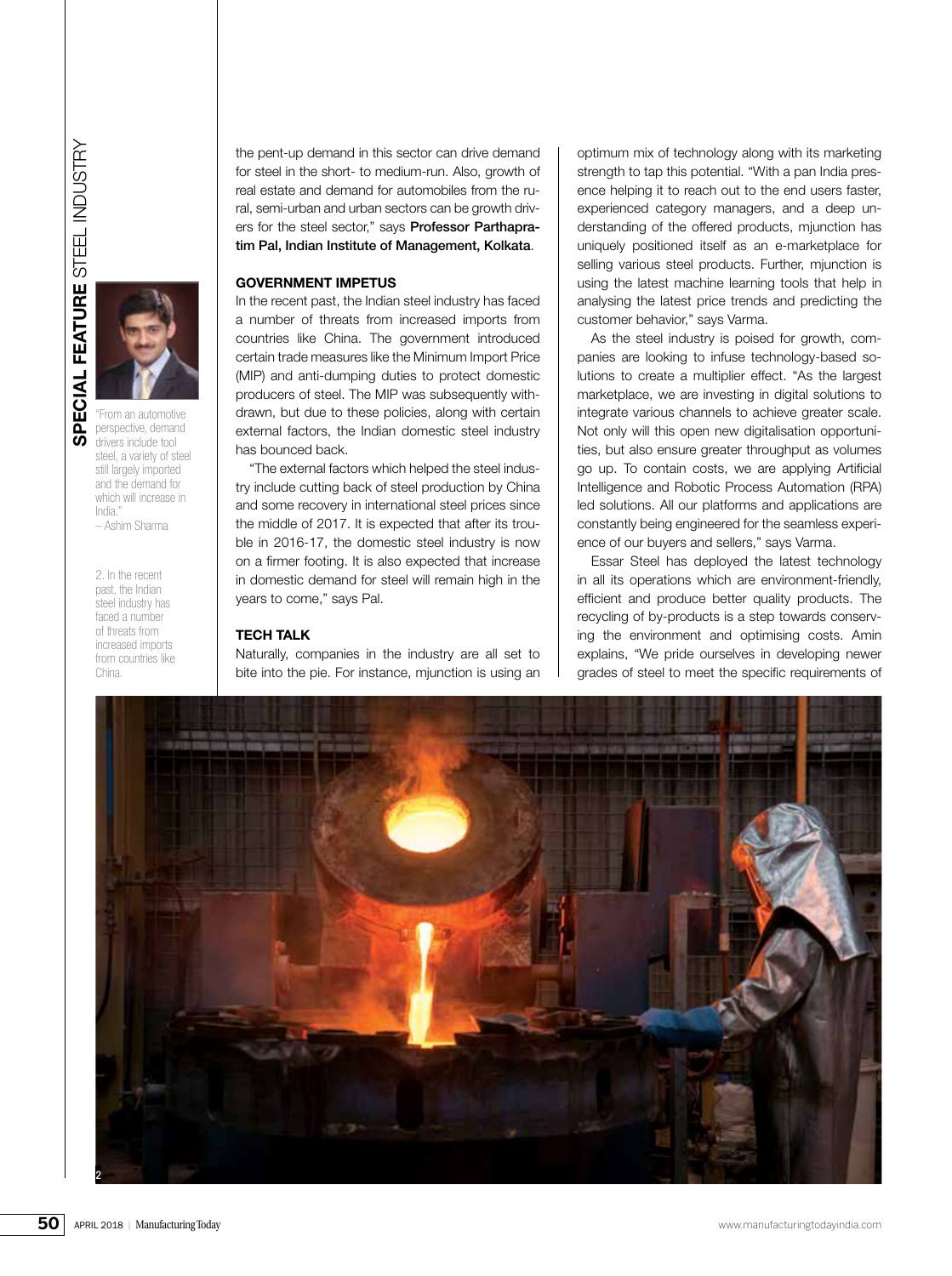"From an automotive perspective, demand drivers include tool steel, a variety of steel still largely imported and the demand for which will increase in India."
– Ashim Sharma

2. In the recent past, the Indian steel industry has faced a number of threats from increased imports from countries like China.

the pent-up demand in this sector can drive demand for steel in the short- to medium-run. Also, growth of real estate and demand for automobiles from the rural, semi-urban and urban sectors can be growth drivers for the steel sector," says **Professor Parthapratim Pal, Indian Institute of Management, Kolkata**.

## GOVERNMENT IMPETUS

In the recent past, the Indian steel industry has faced a number of threats from increased imports from countries like China. The government introduced certain trade measures like the Minimum Import Price (MIP) and anti-dumping duties to protect domestic producers of steel. The MIP was subsequently withdrawn, but due to these policies, along with certain external factors, the Indian domestic steel industry has bounced back.

"The external factors which helped the steel industry include cutting back of steel production by China and some recovery in international steel prices since the middle of 2017. It is expected that after its trouble in 2016-17, the domestic steel industry is now on a firmer footing. It is also expected that increase in domestic demand for steel will remain high in the years to come," says Pal.

## TECH TALK

Naturally, companies in the industry are all set to bite into the pie. For instance, mjunction is using an optimum mix of technology along with its marketing strength to tap this potential. "With a pan India presence helping it to reach out to the end users faster, experienced category managers, and a deep understanding of the offered products, mjunction has uniquely positioned itself as an e-marketplace for selling various steel products. Further, mjunction is using the latest machine learning tools that help in analysing the latest price trends and predicting the customer behavior," says Varma.

As the steel industry is poised for growth, companies are looking to infuse technology-based solutions to create a multiplier effect. "As the largest marketplace, we are investing in digital solutions to integrate various channels to achieve greater scale. Not only will this open new digitalisation opportunities, but also ensure greater throughput as volumes go up. To contain costs, we are applying Artificial Intelligence and Robotic Process Automation (RPA) led solutions. All our platforms and applications are constantly being engineered for the seamless experience of our buyers and sellers," says Varma.

Essar Steel has deployed the latest technology in all its operations which are environment-friendly, efficient and produce better quality products. The recycling of by-products is a step towards conserving the environment and optimising costs. Amin explains, "We pride ourselves in developing newer grades of steel to meet the specific requirements of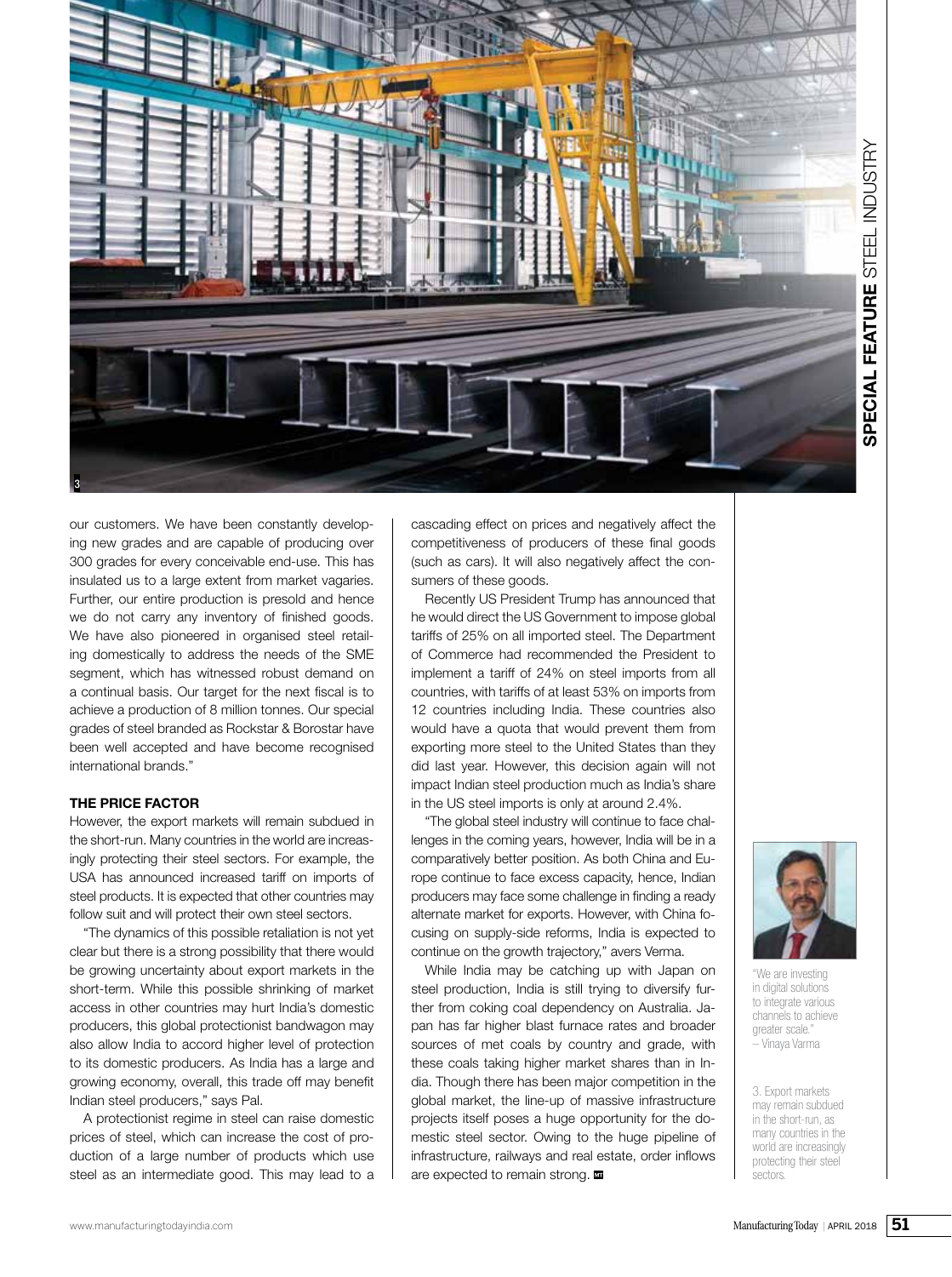our customers. We have been constantly developing new grades and are capable of producing over 300 grades for every conceivable end-use. This has insulated us to a large extent from market vagaries. Further, our entire production is presold and hence we do not carry any inventory of finished goods. We have also pioneered in organised steel retailing domestically to address the needs of the SME segment, which has witnessed robust demand on a continual basis. Our target for the next fiscal is to achieve a production of 8 million tonnes. Our special grades of steel branded as Rockstar & Borostar have been well accepted and have become recognised international brands."

### THE PRICE FACTOR

However, the export markets will remain subdued in the short-run. Many countries in the world are increasingly protecting their steel sectors. For example, the USA has announced increased tariff on imports of steel products. It is expected that other countries may follow suit and will protect their own steel sectors.

"The dynamics of this possible retaliation is not yet clear but there is a strong possibility that there would be growing uncertainty about export markets in the short-term. While this possible shrinking of market access in other countries may hurt India's domestic producers, this global protectionist bandwagon may also allow India to accord higher level of protection to its domestic producers. As India has a large and growing economy, overall, this trade off may benefit Indian steel producers," says Pal.

A protectionist regime in steel can raise domestic prices of steel, which can increase the cost of production of a large number of products which use steel as an intermediate good. This may lead to a cascading effect on prices and negatively affect the competitiveness of producers of these final goods (such as cars). It will also negatively affect the consumers of these goods.

Recently US President Trump has announced that he would direct the US Government to impose global tariffs of 25% on all imported steel. The Department of Commerce had recommended the President to implement a tariff of 24% on steel imports from all countries, with tariffs of at least 53% on imports from 12 countries including India. These countries also would have a quota that would prevent them from exporting more steel to the United States than they did last year. However, this decision again will not impact Indian steel production much as India's share in the US steel imports is only at around 2.4%.

"The global steel industry will continue to face challenges in the coming years, however, India will be in a comparatively better position. As both China and Europe continue to face excess capacity, hence, Indian producers may face some challenge in finding a ready alternate market for exports. However, with China focusing on supply-side reforms, India is expected to continue on the growth trajectory," avers Verma.

While India may be catching up with Japan on steel production, India is still trying to diversify further from coking coal dependency on Australia. Japan has far higher blast furnace rates and broader sources of met coals by country and grade, with these coals taking higher market shares than in India. Though there has been major competition in the global market, the line-up of massive infrastructure projects itself poses a huge opportunity for the domestic steel sector. Owing to the huge pipeline of infrastructure, railways and real estate, order inflows are expected to remain strong.

"We are investing in digital solutions to integrate various channels to achieve greater scale."
– Vinaya Varma

3. Export markets may remain subdued in the short-run, as many countries in the world are increasingly protecting their steel sectors.